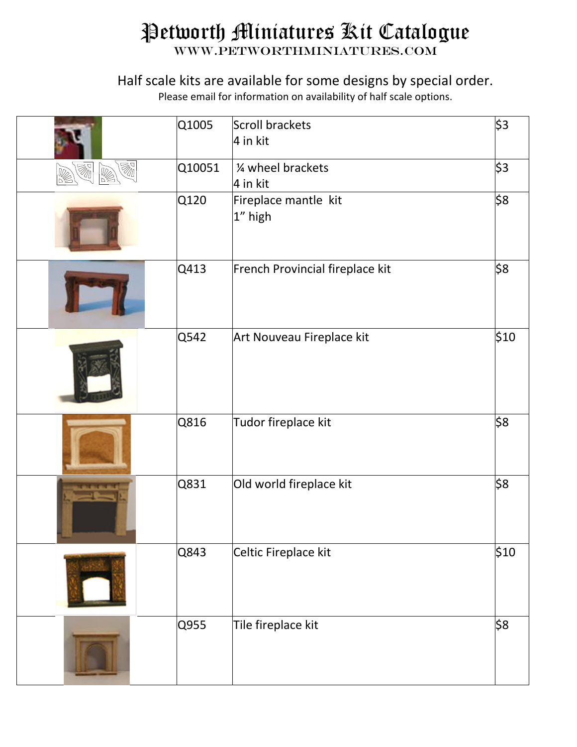# Petworth Miniatures Kit Catalogue

WWW.PETWORTHMINIATURES.COM

Half scale kits are available for some designs by special order.

Please email for information on availability of half scale options.

| | | | |
|---|---|---|---|
| | Q1005 | Scroll brackets<br>4 in kit | $3 |
| | Q10051 | ¼ wheel brackets<br>4 in kit | $3 |
| | Q120 | Fireplace mantle kit<br>1" high | $8 |
| | Q413 | French Provincial fireplace kit | $8 |
| | Q542 | Art Nouveau Fireplace kit | $10 |
| | Q816 | Tudor fireplace kit | $8 |
| | Q831 | Old world fireplace kit | $8 |
| | Q843 | Celtic Fireplace kit | $10 |
| | Q955 | Tile fireplace kit | $8 |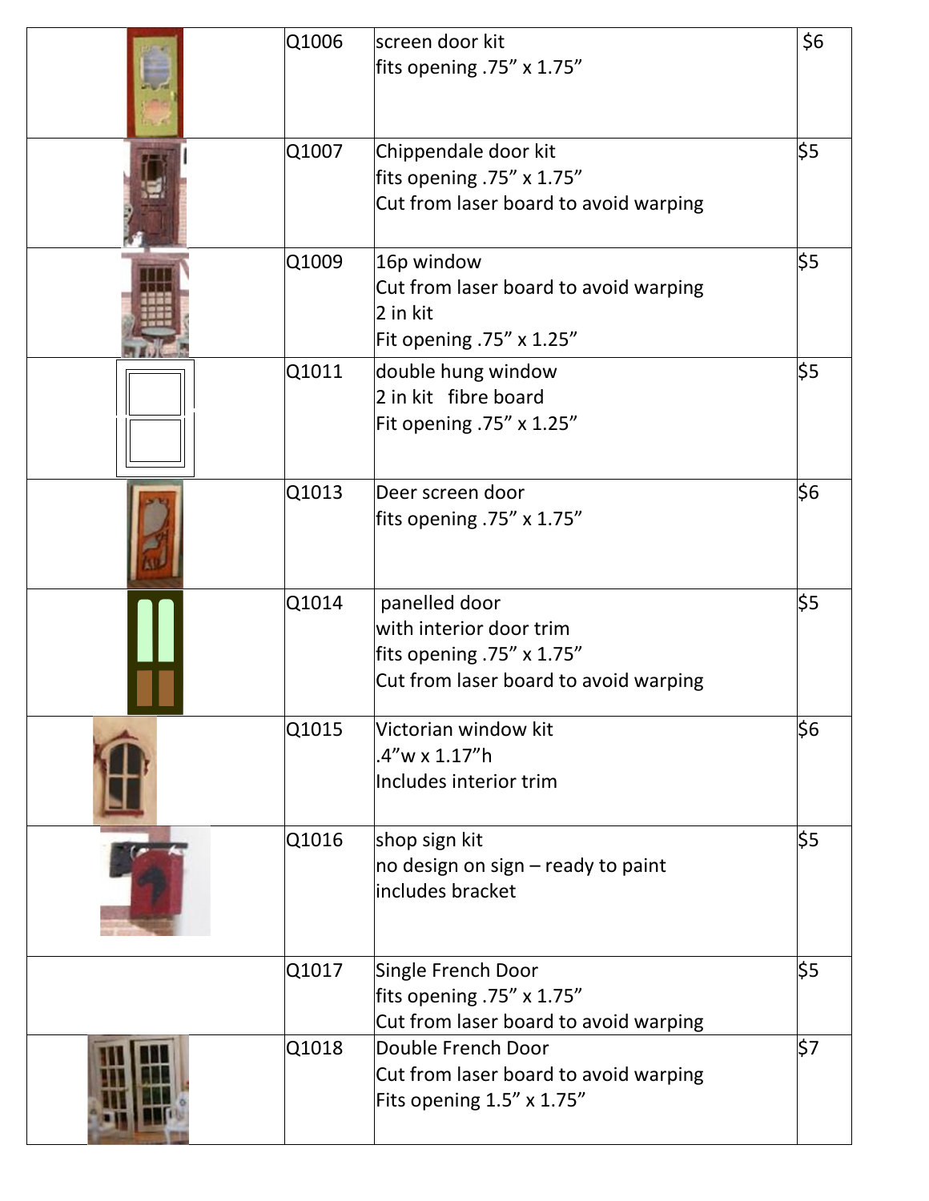| | | | |
|---|---|---|---|
| | Q1006 | screen door kit<br>fits opening .75” x 1.75” | $6 |
| | Q1007 | Chippendale door kit<br>fits opening .75” x 1.75”<br>Cut from laser board to avoid warping | $5 |
| | Q1009 | 16p window<br>Cut from laser board to avoid warping<br>2 in kit<br>Fit opening .75” x 1.25” | $5 |
| | Q1011 | double hung window<br>2 in kit fibre board<br>Fit opening .75” x 1.25” | $5 |
| | Q1013 | Deer screen door<br>fits opening .75” x 1.75” | $6 |
| | Q1014 | panelled door<br>with interior door trim<br>fits opening .75” x 1.75”<br>Cut from laser board to avoid warping | $5 |
| | Q1015 | Victorian window kit<br>.4”w x 1.17”h<br>Includes interior trim | $6 |
| | Q1016 | shop sign kit<br>no design on sign – ready to paint<br>includes bracket | $5 |
| | Q1017 | Single French Door<br>fits opening .75” x 1.75”<br>Cut from laser board to avoid warping | $5 |
| | Q1018 | Double French Door<br>Cut from laser board to avoid warping<br>Fits opening 1.5” x 1.75” | $7 |